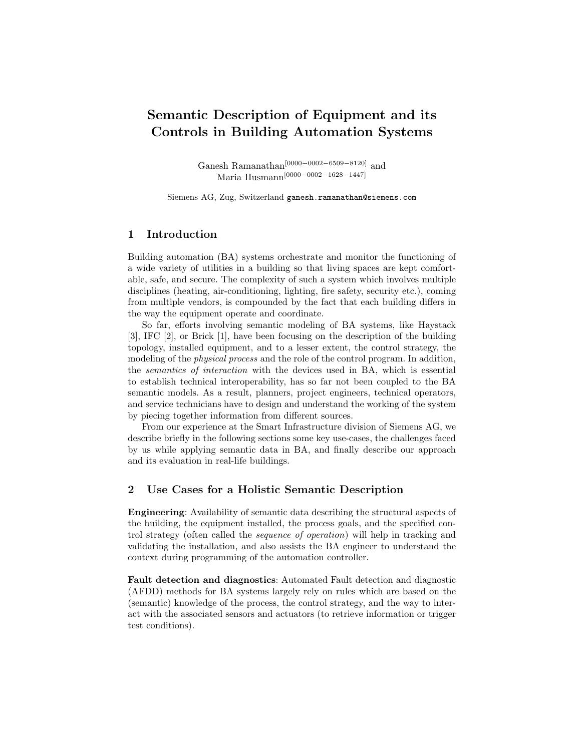# Semantic Description of Equipment and its Controls in Building Automation Systems

Ganesh Ramanathan[0000−0002−6509−8120] and Maria Husmann[0000−0002−1628−1447]

Siemens AG, Zug, Switzerland ganesh.ramanathan@siemens.com

## 1 Introduction

Building automation (BA) systems orchestrate and monitor the functioning of a wide variety of utilities in a building so that living spaces are kept comfortable, safe, and secure. The complexity of such a system which involves multiple disciplines (heating, air-conditioning, lighting, fire safety, security etc.), coming from multiple vendors, is compounded by the fact that each building differs in the way the equipment operate and coordinate.

So far, efforts involving semantic modeling of BA systems, like Haystack [3], IFC [2], or Brick [1], have been focusing on the description of the building topology, installed equipment, and to a lesser extent, the control strategy, the modeling of the *physical process* and the role of the control program. In addition, the *semantics of interaction* with the devices used in BA, which is essential to establish technical interoperability, has so far not been coupled to the BA semantic models. As a result, planners, project engineers, technical operators, and service technicians have to design and understand the working of the system by piecing together information from different sources.

From our experience at the Smart Infrastructure division of Siemens AG, we describe briefly in the following sections some key use-cases, the challenges faced by us while applying semantic data in BA, and finally describe our approach and its evaluation in real-life buildings.

## 2 Use Cases for a Holistic Semantic Description

**Engineering**: Availability of semantic data describing the structural aspects of the building, the equipment installed, the process goals, and the specified control strategy (often called the *sequence of operation*) will help in tracking and validating the installation, and also assists the BA engineer to understand the context during programming of the automation controller.

**Fault detection and diagnostics**: Automated Fault detection and diagnostic (AFDD) methods for BA systems largely rely on rules which are based on the (semantic) knowledge of the process, the control strategy, and the way to interact with the associated sensors and actuators (to retrieve information or trigger test conditions).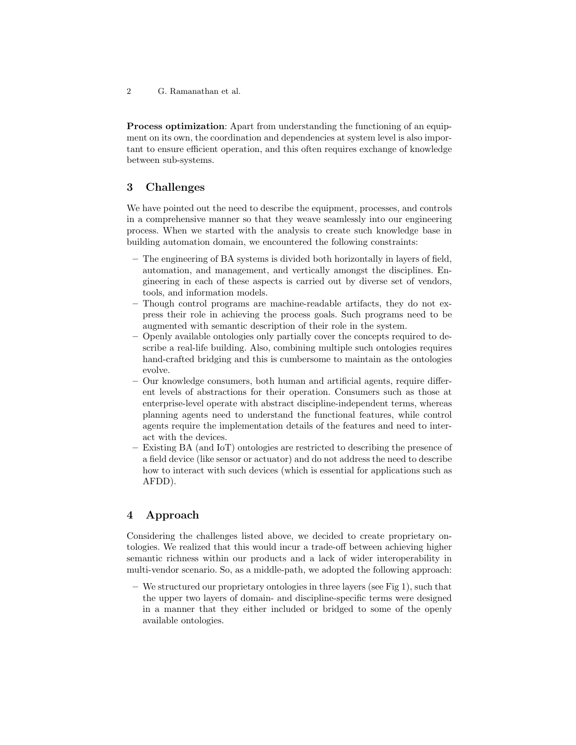**Process optimization**: Apart from understanding the functioning of an equipment on its own, the coordination and dependencies at system level is also important to ensure efficient operation, and this often requires exchange of knowledge between sub-systems.

## 3 Challenges

We have pointed out the need to describe the equipment, processes, and controls in a comprehensive manner so that they weave seamlessly into our engineering process. When we started with the analysis to create such knowledge base in building automation domain, we encountered the following constraints:

- The engineering of BA systems is divided both horizontally in layers of field, automation, and management, and vertically amongst the disciplines. Engineering in each of these aspects is carried out by diverse set of vendors, tools, and information models.
- Though control programs are machine-readable artifacts, they do not express their role in achieving the process goals. Such programs need to be augmented with semantic description of their role in the system.
- Openly available ontologies only partially cover the concepts required to describe a real-life building. Also, combining multiple such ontologies requires hand-crafted bridging and this is cumbersome to maintain as the ontologies evolve.
- Our knowledge consumers, both human and artificial agents, require different levels of abstractions for their operation. Consumers such as those at enterprise-level operate with abstract discipline-independent terms, whereas planning agents need to understand the functional features, while control agents require the implementation details of the features and need to interact with the devices.
- Existing BA (and IoT) ontologies are restricted to describing the presence of a field device (like sensor or actuator) and do not address the need to describe how to interact with such devices (which is essential for applications such as AFDD).

## 4 Approach

Considering the challenges listed above, we decided to create proprietary ontologies. We realized that this would incur a trade-off between achieving higher semantic richness within our products and a lack of wider interoperability in multi-vendor scenario. So, as a middle-path, we adopted the following approach:

- We structured our proprietary ontologies in three layers (see Fig 1), such that the upper two layers of domain- and discipline-specific terms were designed in a manner that they either included or bridged to some of the openly available ontologies.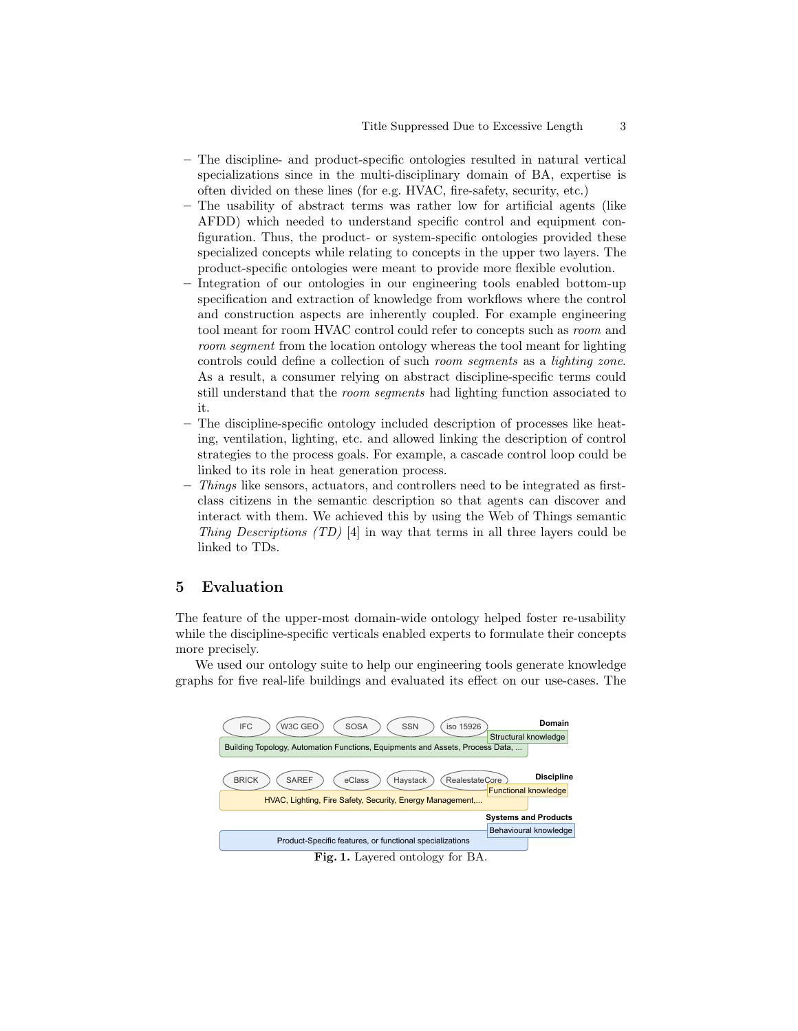- The discipline- and product-specific ontologies resulted in natural vertical specializations since in the multi-disciplinary domain of BA, expertise is often divided on these lines (for e.g. HVAC, fire-safety, security, etc.)
- The usability of abstract terms was rather low for artificial agents (like AFDD) which needed to understand specific control and equipment configuration. Thus, the product- or system-specific ontologies provided these specialized concepts while relating to concepts in the upper two layers. The product-specific ontologies were meant to provide more flexible evolution.
- Integration of our ontologies in our engineering tools enabled bottom-up specification and extraction of knowledge from workflows where the control and construction aspects are inherently coupled. For example engineering tool meant for room HVAC control could refer to concepts such as *room* and *room segment* from the location ontology whereas the tool meant for lighting controls could define a collection of such *room segments* as a *lighting zone*. As a result, a consumer relying on abstract discipline-specific terms could still understand that the *room segments* had lighting function associated to it.
- The discipline-specific ontology included description of processes like heating, ventilation, lighting, etc. and allowed linking the description of control strategies to the process goals. For example, a cascade control loop could be linked to its role in heat generation process.
- *Things* like sensors, actuators, and controllers need to be integrated as first-class citizens in the semantic description so that agents can discover and interact with them. We achieved this by using the Web of Things semantic *Thing Descriptions (TD)* [4] in way that terms in all three layers could be linked to TDs.

## 5 Evaluation

The feature of the upper-most domain-wide ontology helped foster re-usability while the discipline-specific verticals enabled experts to formulate their concepts more precisely.

We used our ontology suite to help our engineering tools generate knowledge graphs for five real-life buildings and evaluated its effect on our use-cases. The

IFC W3C GEO SOSA SSN iso 15926 — **Domain** — Structural knowledge
Building Topology, Automation Functions, Equipments and Assets, Process Data, ...

BRICK SAREF eClass Haystack RealestateCore — **Discipline** — Functional knowledge
HVAC, Lighting, Fire Safety, Security, Energy Management,...

**Systems and Products** — Behavioural knowledge
Product-Specific features, or functional specializations

**Fig. 1.** Layered ontology for BA.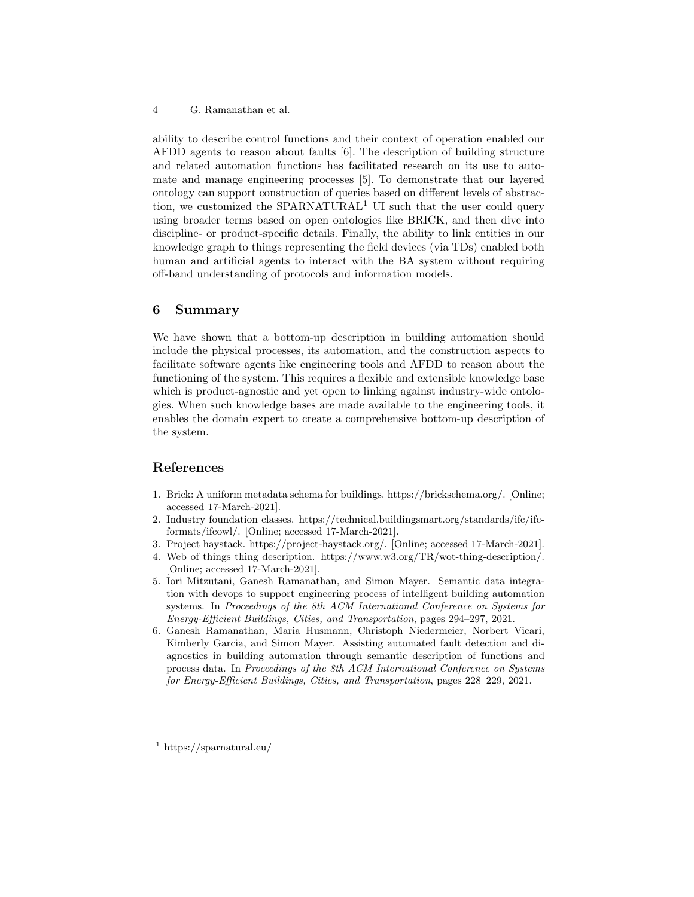ability to describe control functions and their context of operation enabled our AFDD agents to reason about faults [6]. The description of building structure and related automation functions has facilitated research on its use to automate and manage engineering processes [5]. To demonstrate that our layered ontology can support construction of queries based on different levels of abstraction, we customized the SPARNATURAL[1] UI such that the user could query using broader terms based on open ontologies like BRICK, and then dive into discipline- or product-specific details. Finally, the ability to link entities in our knowledge graph to things representing the field devices (via TDs) enabled both human and artificial agents to interact with the BA system without requiring off-band understanding of protocols and information models.

## 6 Summary

We have shown that a bottom-up description in building automation should include the physical processes, its automation, and the construction aspects to facilitate software agents like engineering tools and AFDD to reason about the functioning of the system. This requires a flexible and extensible knowledge base which is product-agnostic and yet open to linking against industry-wide ontologies. When such knowledge bases are made available to the engineering tools, it enables the domain expert to create a comprehensive bottom-up description of the system.

## References

1. Brick: A uniform metadata schema for buildings. https://brickschema.org/. [Online; accessed 17-March-2021].
2. Industry foundation classes. https://technical.buildingsmart.org/standards/ifc/ifc-formats/ifcowl/. [Online; accessed 17-March-2021].
3. Project haystack. https://project-haystack.org/. [Online; accessed 17-March-2021].
4. Web of things thing description. https://www.w3.org/TR/wot-thing-description/. [Online; accessed 17-March-2021].
5. Iori Mitzutani, Ganesh Ramanathan, and Simon Mayer. Semantic data integration with devops to support engineering process of intelligent building automation systems. In *Proceedings of the 8th ACM International Conference on Systems for Energy-Efficient Buildings, Cities, and Transportation*, pages 294–297, 2021.
6. Ganesh Ramanathan, Maria Husmann, Christoph Niedermeier, Norbert Vicari, Kimberly Garcia, and Simon Mayer. Assisting automated fault detection and diagnostics in building automation through semantic description of functions and process data. In *Proceedings of the 8th ACM International Conference on Systems for Energy-Efficient Buildings, Cities, and Transportation*, pages 228–229, 2021.

[1] https://sparnatural.eu/